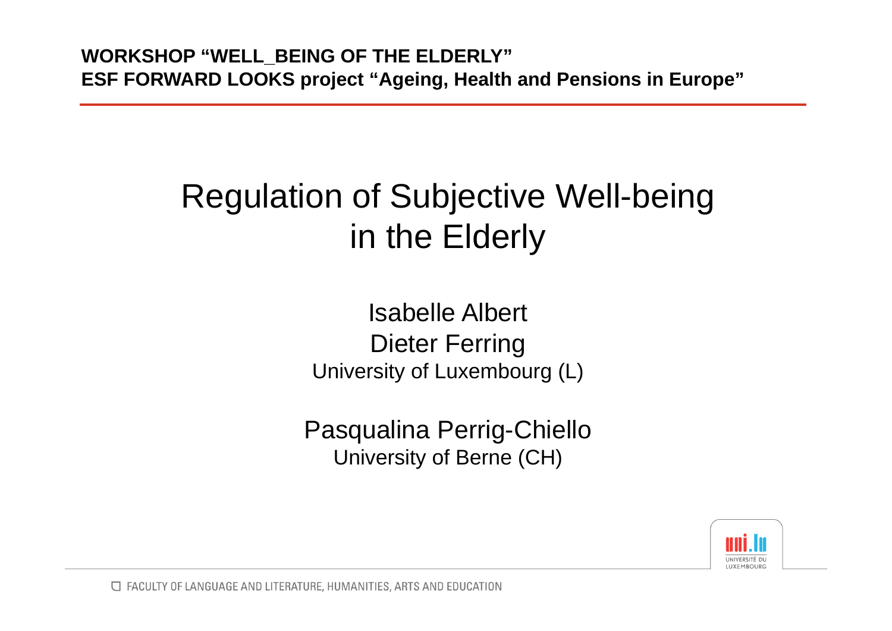**WORKSHOP "WELL_BEING OF THE ELDERLY"**
**ESF FORWARD LOOKS project "Ageing, Health and Pensions in Europe"**

# Regulation of Subjective Well-being in the Elderly

Isabelle Albert
Dieter Ferring
University of Luxembourg (L)

Pasqualina Perrig-Chiello
University of Berne (CH)

FACULTY OF LANGUAGE AND LITERATURE, HUMANITIES, ARTS AND EDUCATION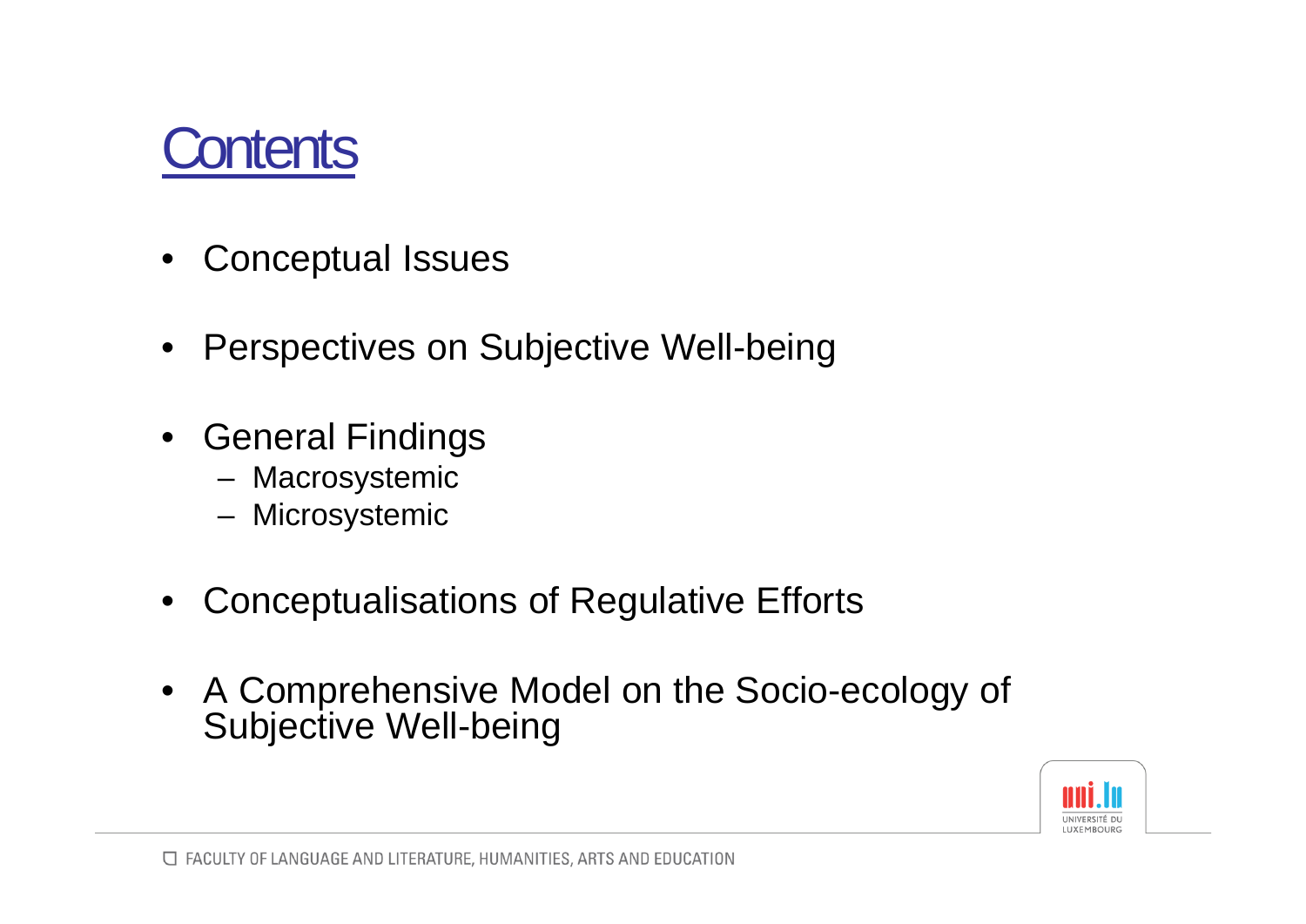# Contents

- Conceptual Issues
- Perspectives on Subjective Well-being
- General Findings
  - Macrosystemic
  - Microsystemic
- Conceptualisations of Regulative Efforts
- A Comprehensive Model on the Socio-ecology of Subjective Well-being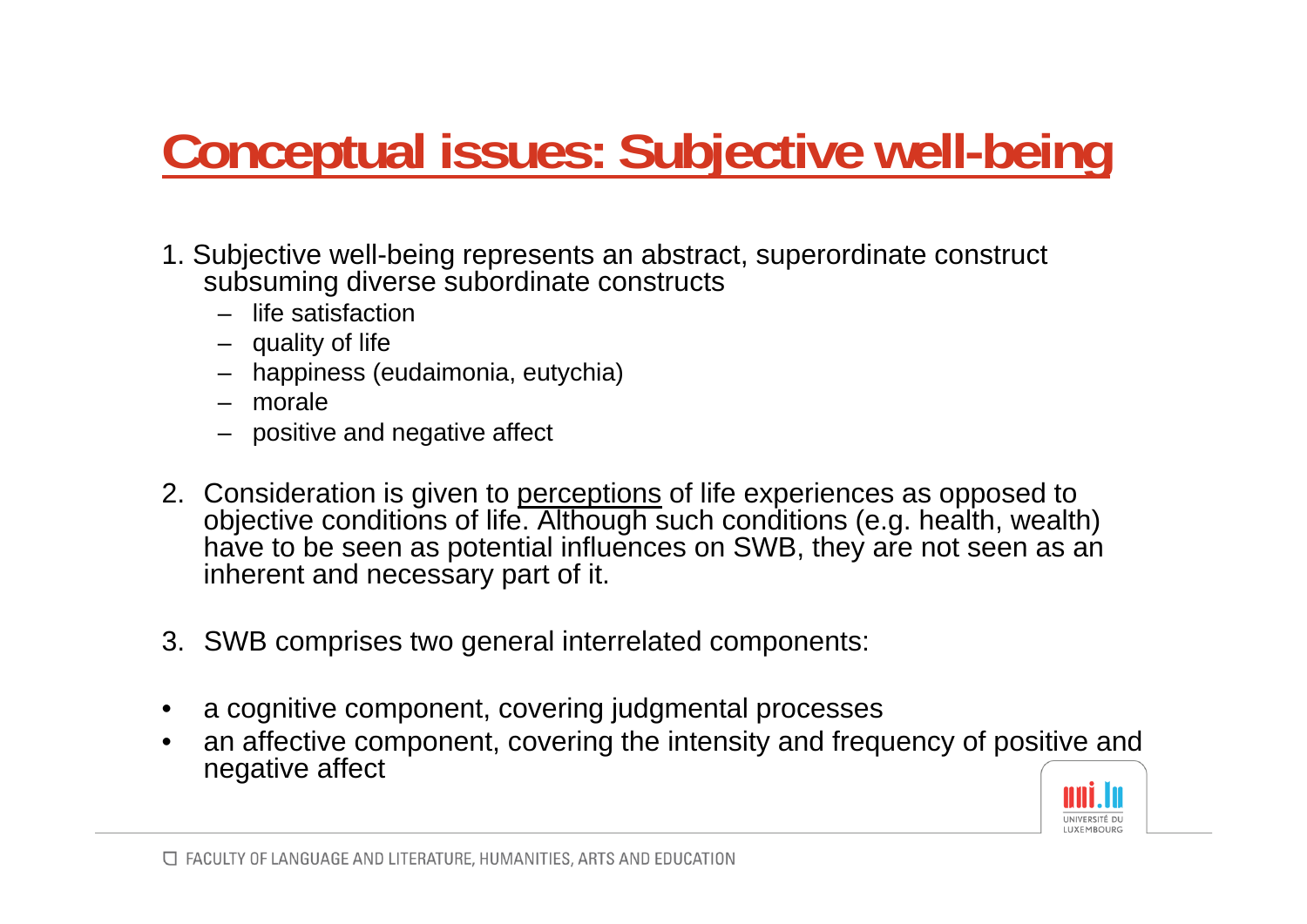# Conceptual issues: Subjective well-being

1. Subjective well-being represents an abstract, superordinate construct subsuming diverse subordinate constructs
   - life satisfaction
   - quality of life
   - happiness (eudaimonia, eutychia)
   - morale
   - positive and negative affect

2. Consideration is given to <u>perceptions</u> of life experiences as opposed to objective conditions of life. Although such conditions (e.g. health, wealth) have to be seen as potential influences on SWB, they are not seen as an inherent and necessary part of it.

3. SWB comprises two general interrelated components:

- a cognitive component, covering judgmental processes
- an affective component, covering the intensity and frequency of positive and negative affect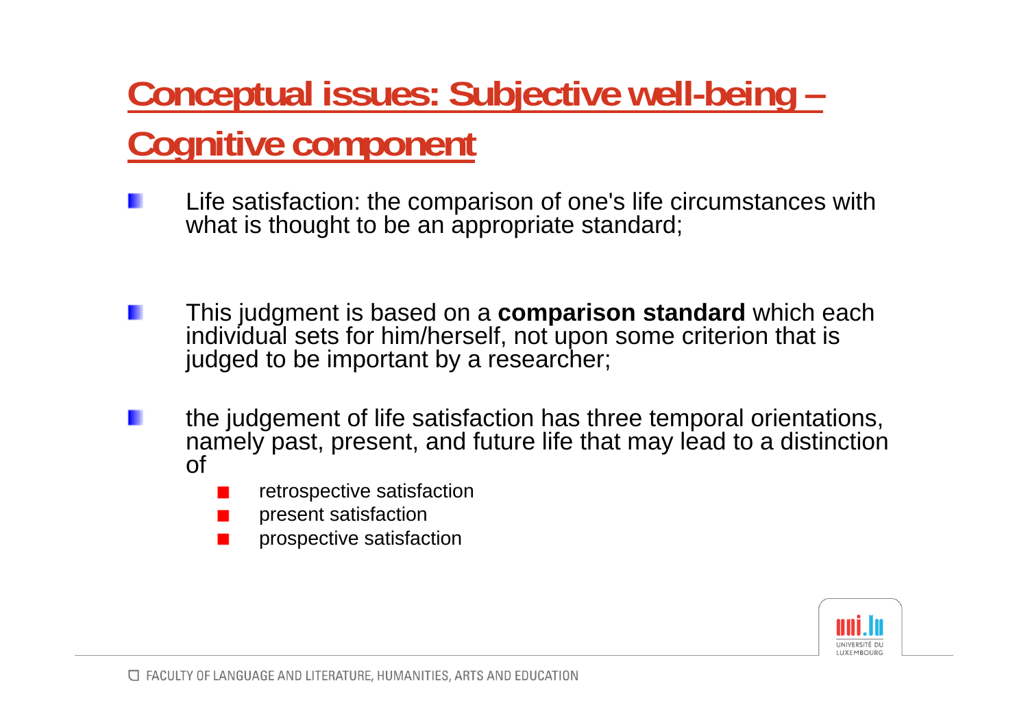# Conceptual issues: Subjective well-being – Cognitive component

- Life satisfaction: the comparison of one's life circumstances with what is thought to be an appropriate standard;

- This judgment is based on a **comparison standard** which each individual sets for him/herself, not upon some criterion that is judged to be important by a researcher;

- the judgement of life satisfaction has three temporal orientations, namely past, present, and future life that may lead to a distinction of
  - retrospective satisfaction
  - present satisfaction
  - prospective satisfaction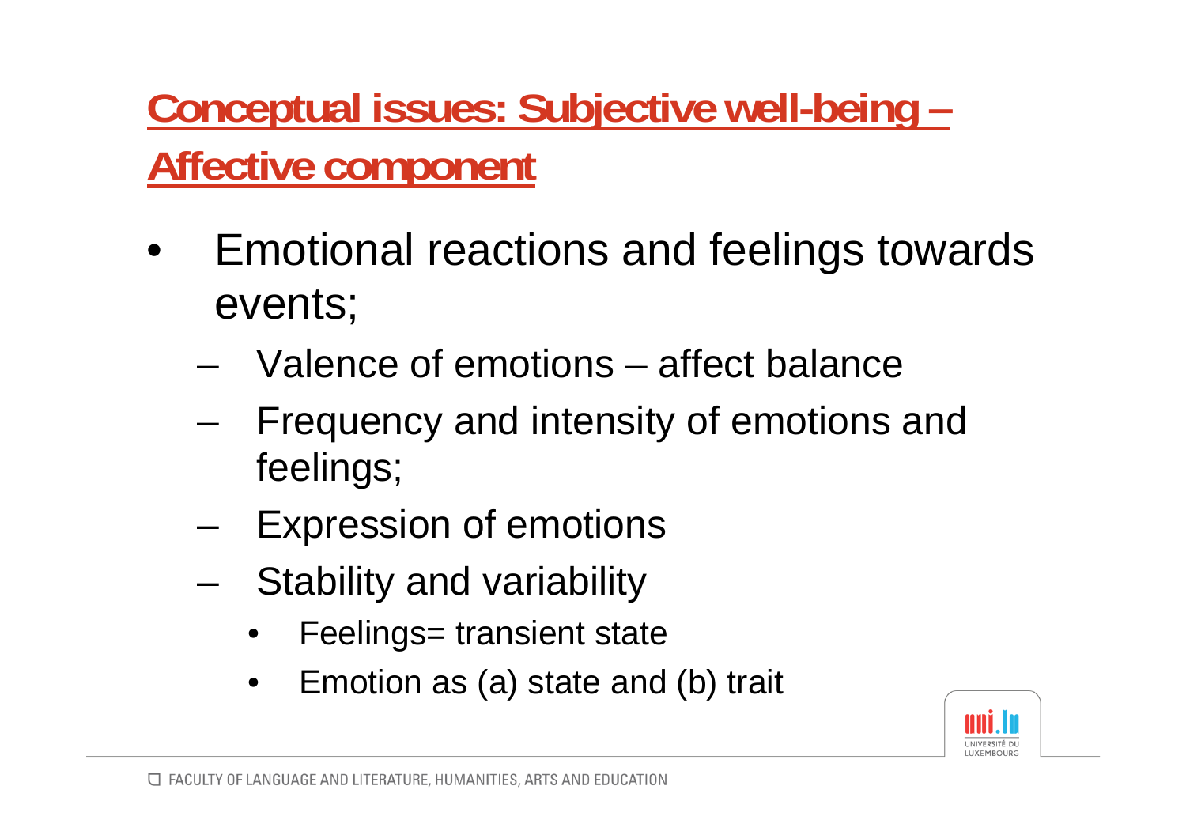## Conceptual issues: Subjective well-being – Affective component

- Emotional reactions and feelings towards events;
  - Valence of emotions – affect balance
  - Frequency and intensity of emotions and feelings;
  - Expression of emotions
  - Stability and variability
    - Feelings= transient state
    - Emotion as (a) state and (b) trait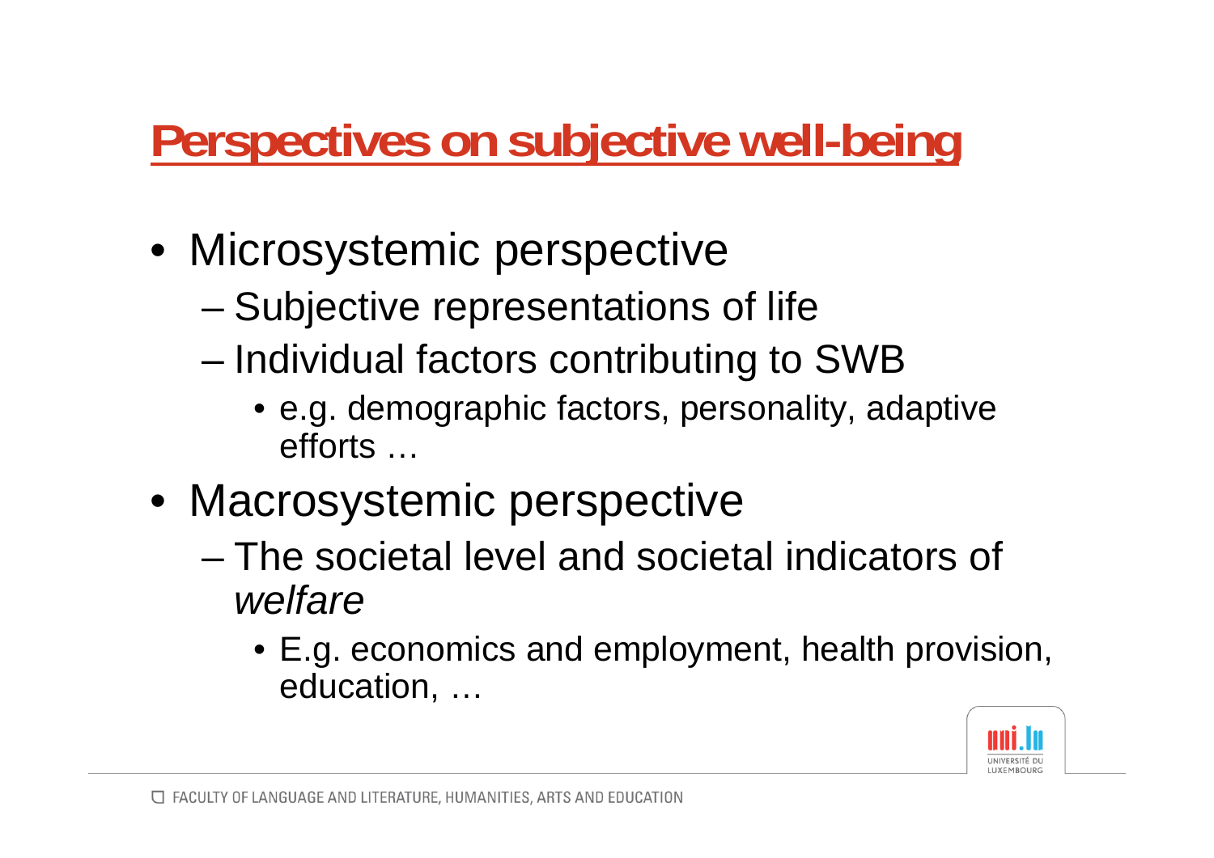# Perspectives on subjective well-being

- Microsystemic perspective
  - Subjective representations of life
  - Individual factors contributing to SWB
    - e.g. demographic factors, personality, adaptive efforts …
- Macrosystemic perspective
  - The societal level and societal indicators of *welfare*
    - E.g. economics and employment, health provision, education, …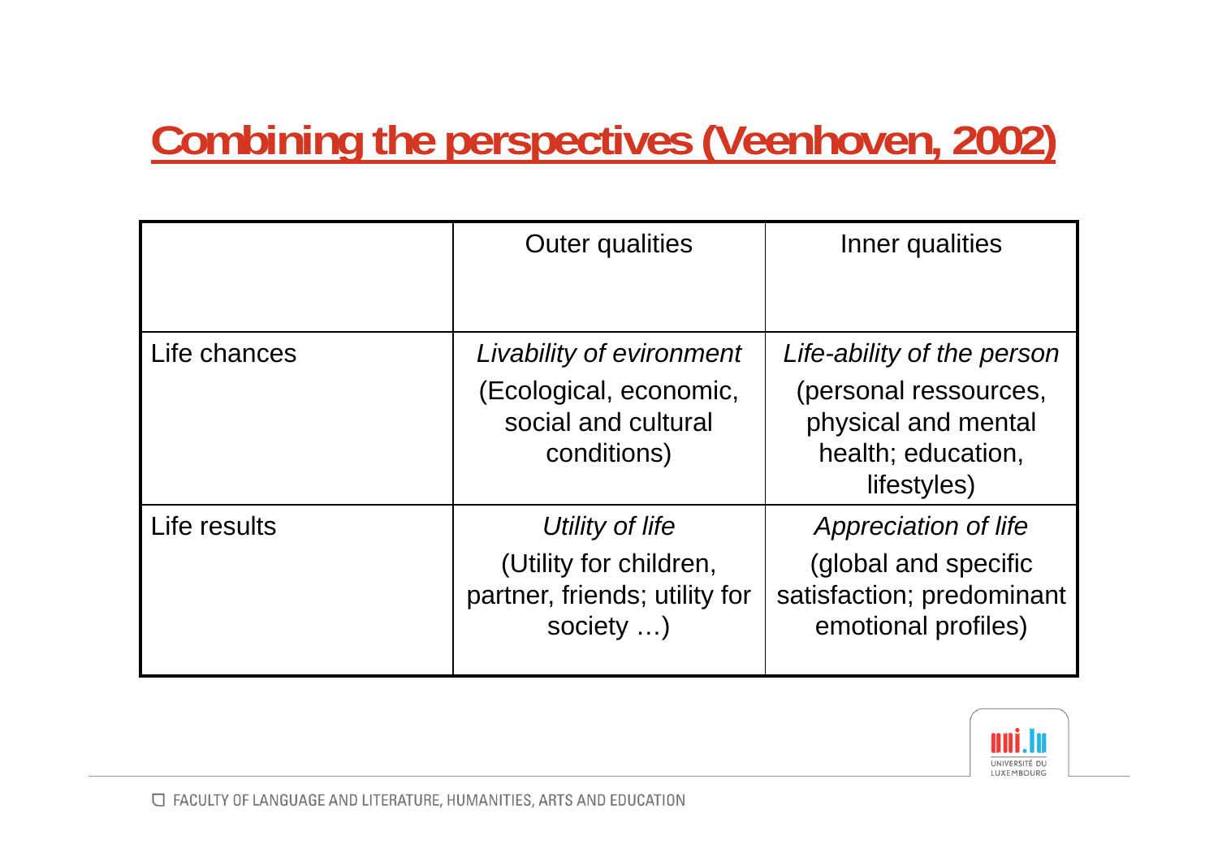# Combining the perspectives (Veenhoven, 2002)

| | Outer qualities | Inner qualities |
|---|---|---|
| Life chances | *Livability of evironment* (Ecological, economic, social and cultural conditions) | *Life-ability of the person* (personal ressources, physical and mental health; education, lifestyles) |
| Life results | *Utility of life* (Utility for children, partner, friends; utility for society …) | *Appreciation of life* (global and specific satisfaction; predominant emotional profiles) |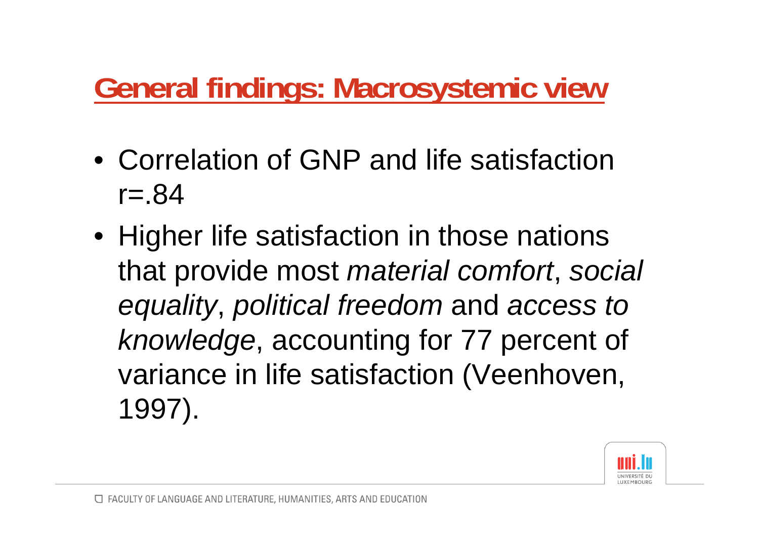## General findings: Macrosystemic view

- Correlation of GNP and life satisfaction $r=.84$
- Higher life satisfaction in those nations that provide most *material comfort*, *social equality*, *political freedom* and *access to knowledge*, accounting for 77 percent of variance in life satisfaction (Veenhoven, 1997).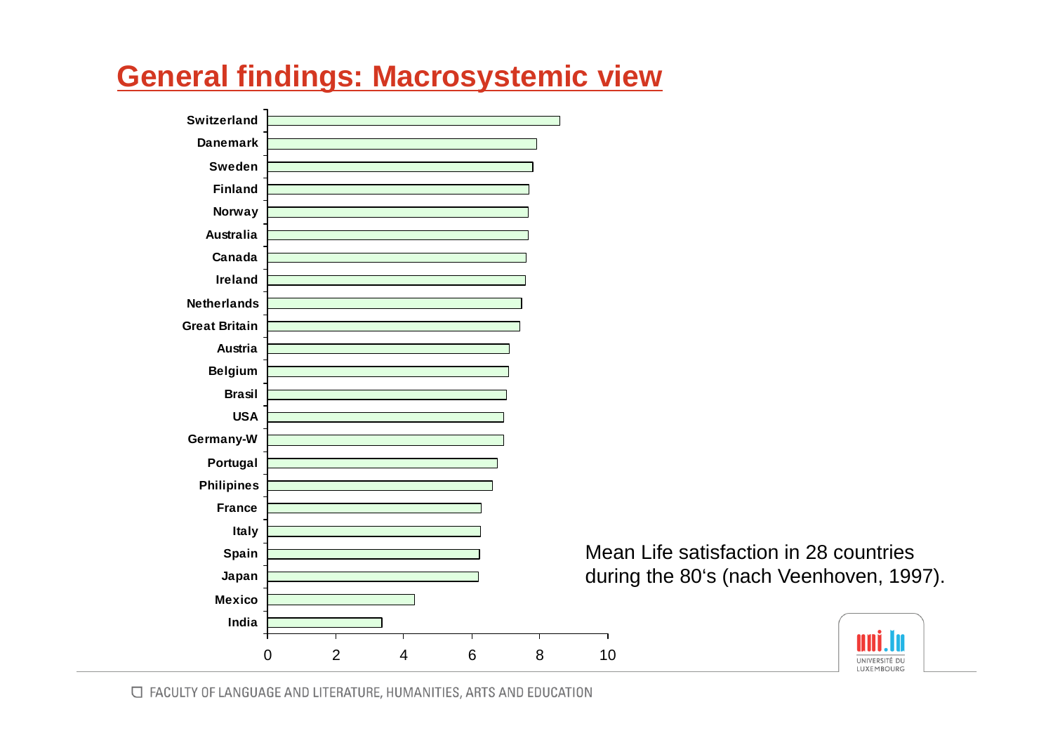## General findings: Macrosystemic view

| Country | Mean Life satisfaction (approx.) |
|---|---|
| Switzerland | 8.6 |
| Danemark | 7.9 |
| Sweden | 7.8 |
| Finland | 7.7 |
| Norway | 7.7 |
| Australia | 7.7 |
| Canada | 7.6 |
| Ireland | 7.6 |
| Netherlands | 7.5 |
| Great Britain | 7.4 |
| Austria | 7.1 |
| Belgium | 7.1 |
| Brasil | 7.0 |
| USA | 6.9 |
| Germany-W | 6.9 |
| Portugal | 6.8 |
| Philipines | 6.6 |
| France | 6.3 |
| Italy | 6.3 |
| Spain | 6.2 |
| Japan | 6.2 |
| Mexico | 4.3 |
| India | 3.4 |

Mean Life satisfaction in 28 countries during the 80's (nach Veenhoven, 1997).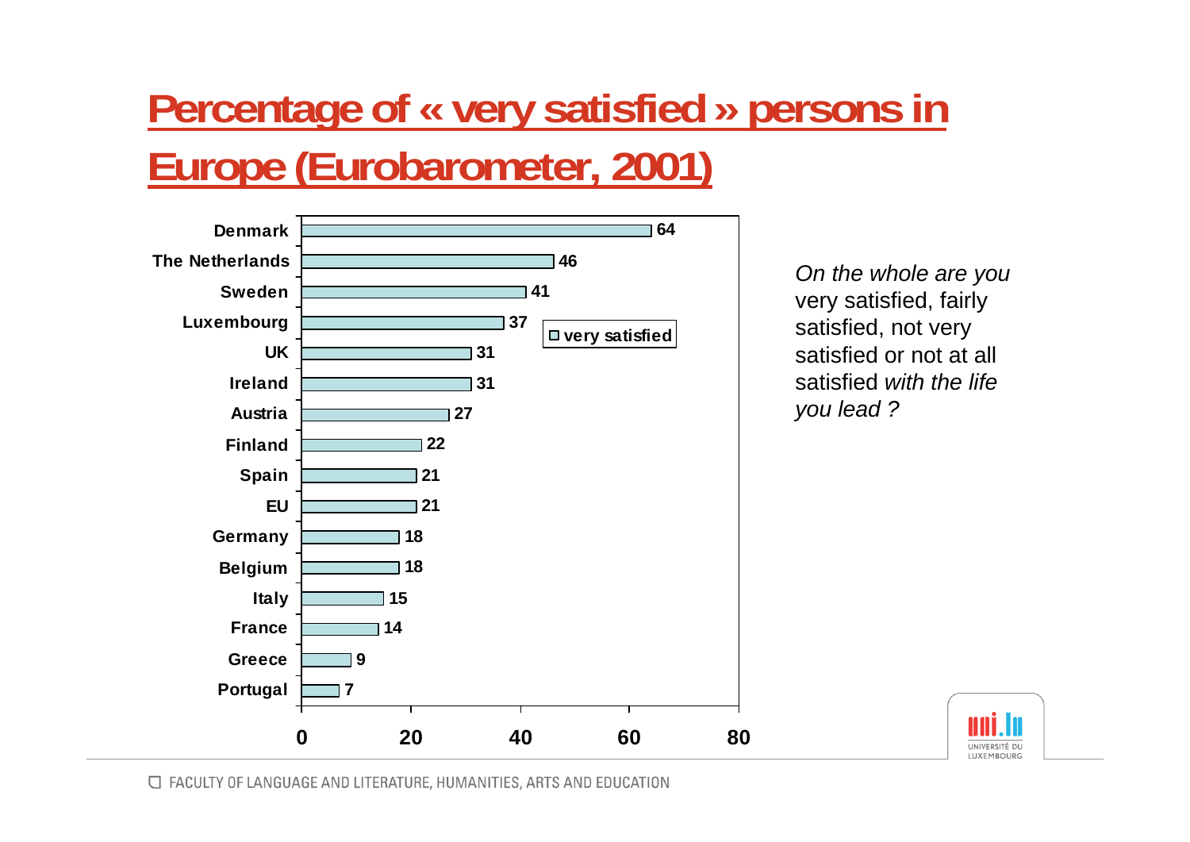# Percentage of « very satisfied » persons in Europe (Eurobarometer, 2001)

| Country | very satisfied |
|---|---|
| Denmark | 64 |
| The Netherlands | 46 |
| Sweden | 41 |
| Luxembourg | 37 |
| UK | 31 |
| Ireland | 31 |
| Austria | 27 |
| Finland | 22 |
| Spain | 21 |
| EU | 21 |
| Germany | 18 |
| Belgium | 18 |
| Italy | 15 |
| France | 14 |
| Greece | 9 |
| Portugal | 7 |

*On the whole are you* very satisfied, fairly satisfied, not very satisfied or not at all satisfied *with the life you lead ?*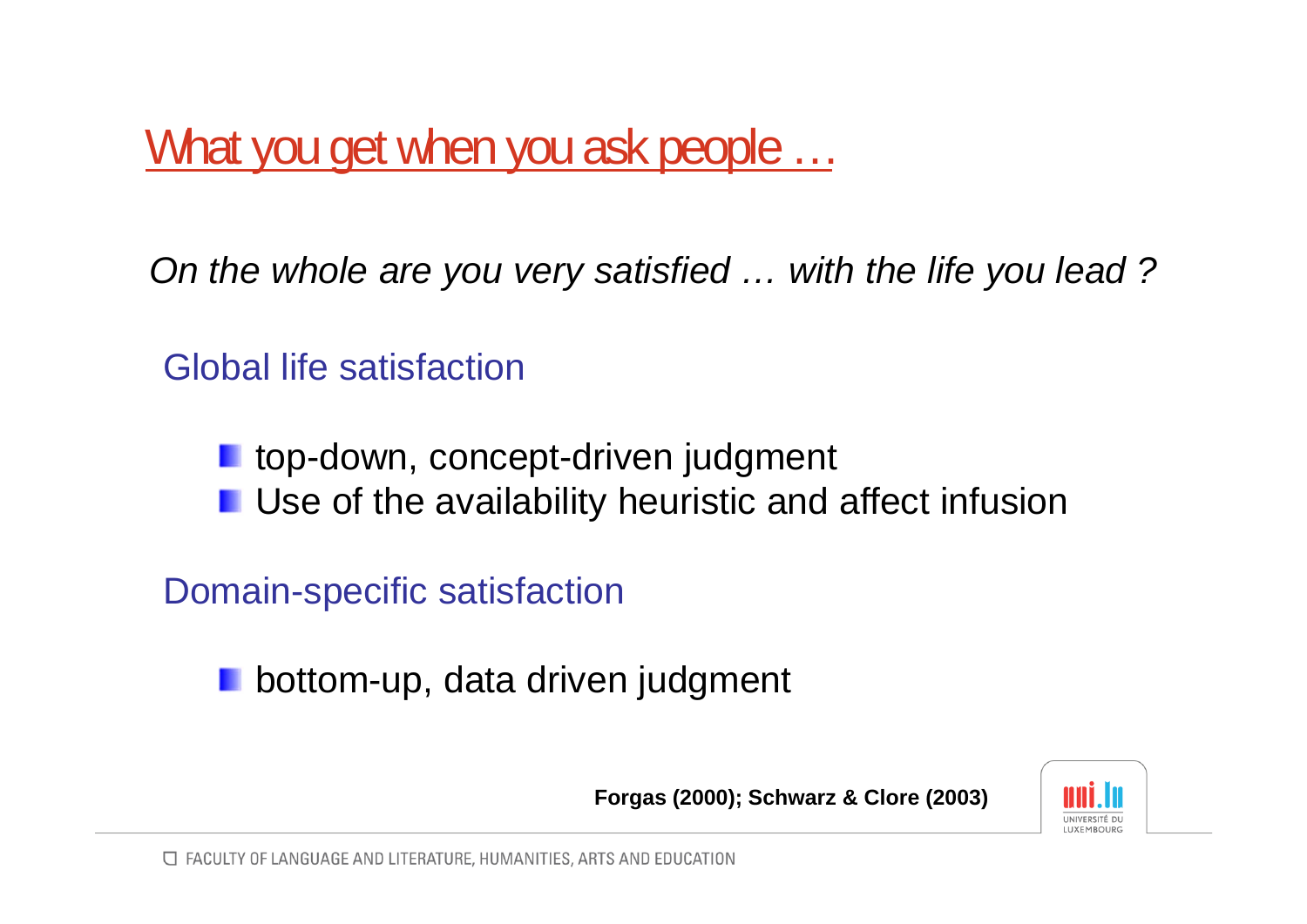# What you get when you ask people …

*On the whole are you very satisfied … with the life you lead ?*

## Global life satisfaction

- top-down, concept-driven judgment
- Use of the availability heuristic and affect infusion

## Domain-specific satisfaction

- bottom-up, data driven judgment

**Forgas (2000); Schwarz & Clore (2003)**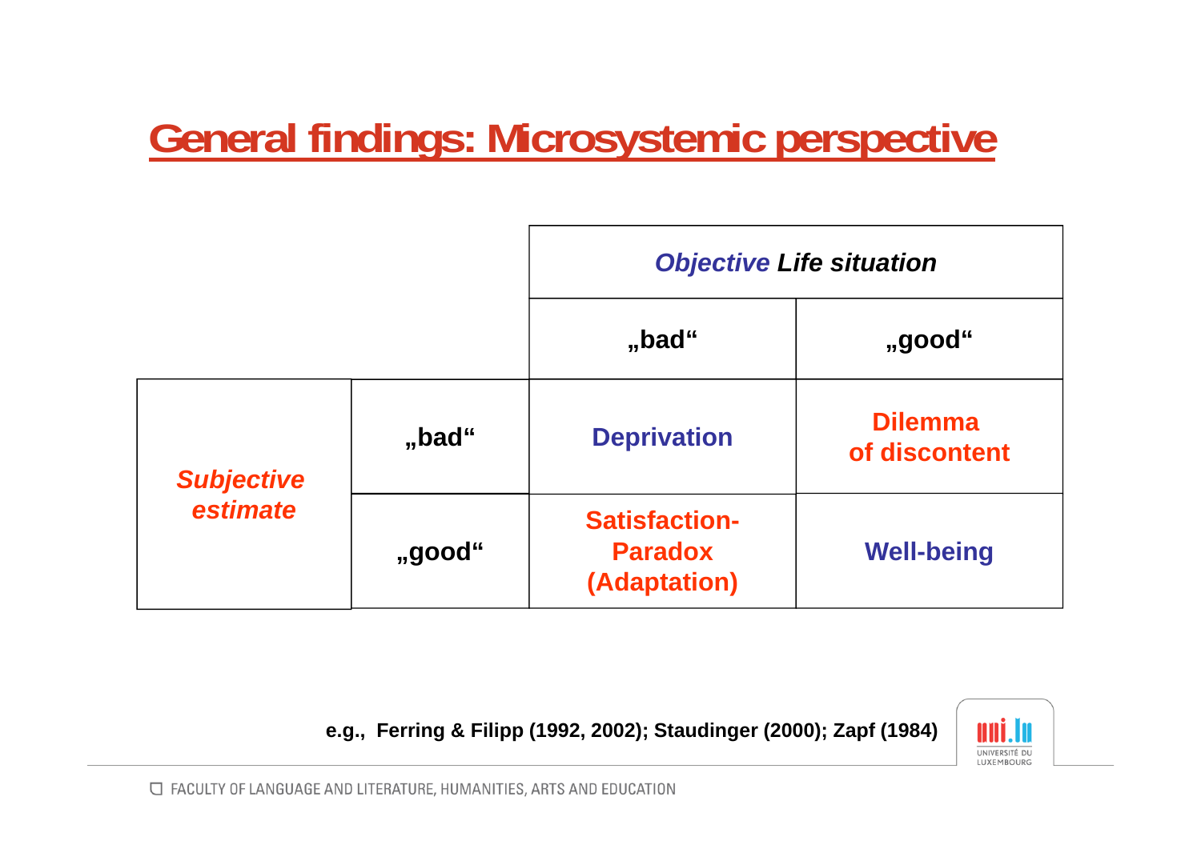# General findings: Microsystemic perspective

| | | *Objective* *Life situation* | |
|---|---|---|---|
| | | „bad“ | „good“ |
| *Subjective estimate* | „bad“ | Deprivation | Dilemma of discontent |
| | „good“ | Satisfaction-Paradox (Adaptation) | Well-being |

**e.g., Ferring & Filipp (1992, 2002); Staudinger (2000); Zapf (1984)**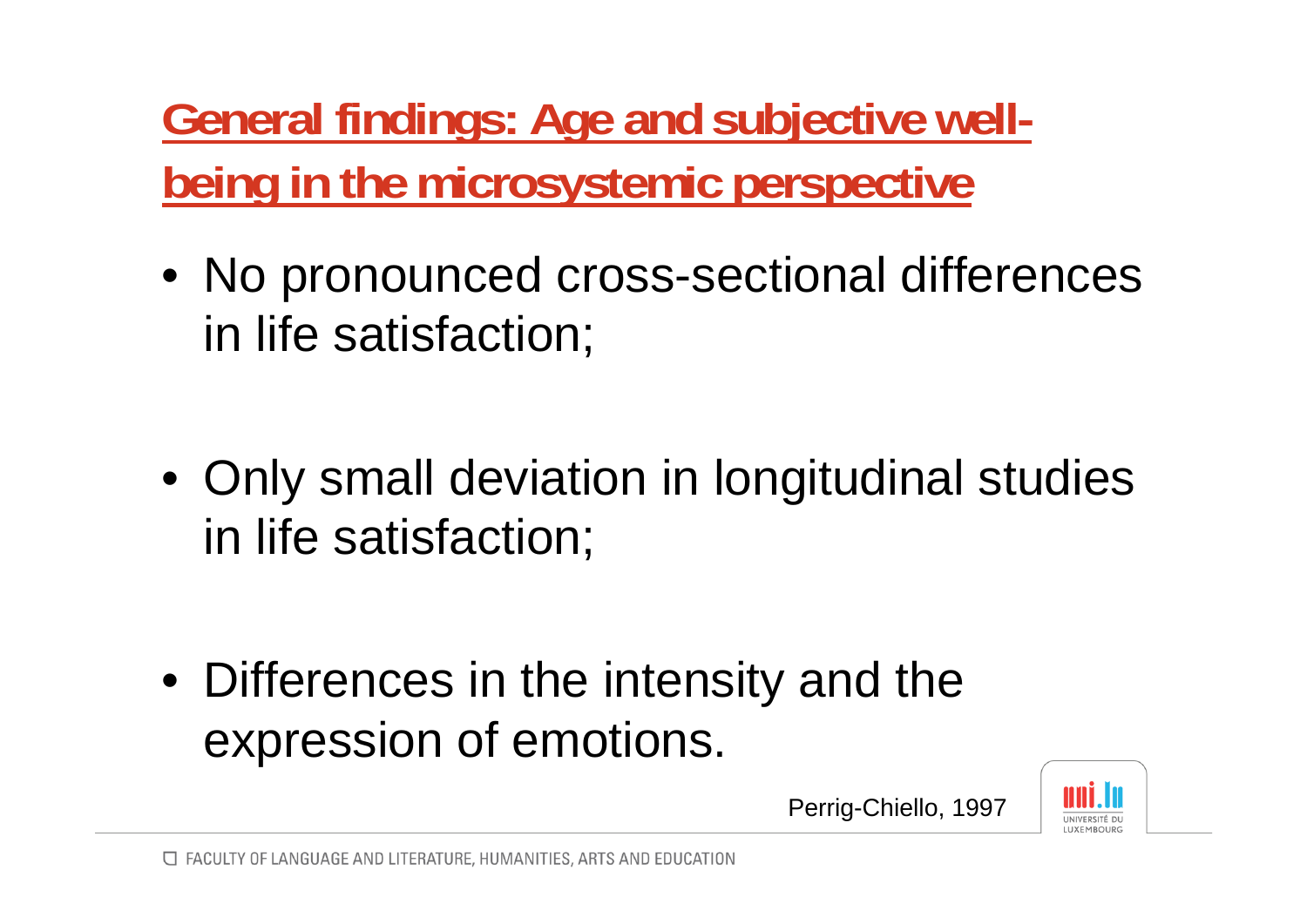## General findings: Age and subjective well-being in the microsystemic perspective

- No pronounced cross-sectional differences in life satisfaction;

- Only small deviation in longitudinal studies in life satisfaction;

- Differences in the intensity and the expression of emotions.

Perrig-Chiello, 1997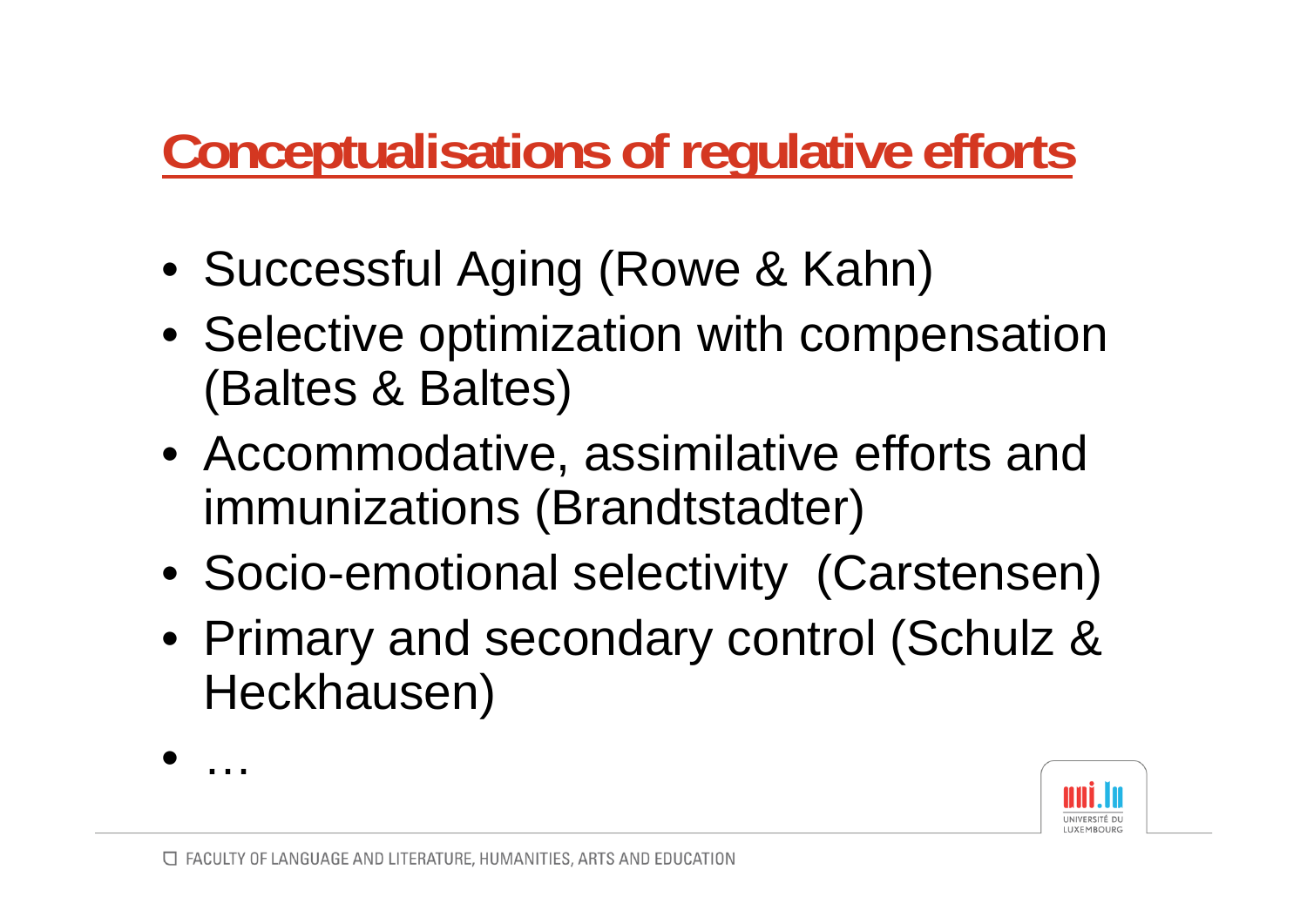# Conceptualisations of regulative efforts

- Successful Aging (Rowe & Kahn)
- Selective optimization with compensation (Baltes & Baltes)
- Accommodative, assimilative efforts and immunizations (Brandtstadter)
- Socio-emotional selectivity (Carstensen)
- Primary and secondary control (Schulz & Heckhausen)
- …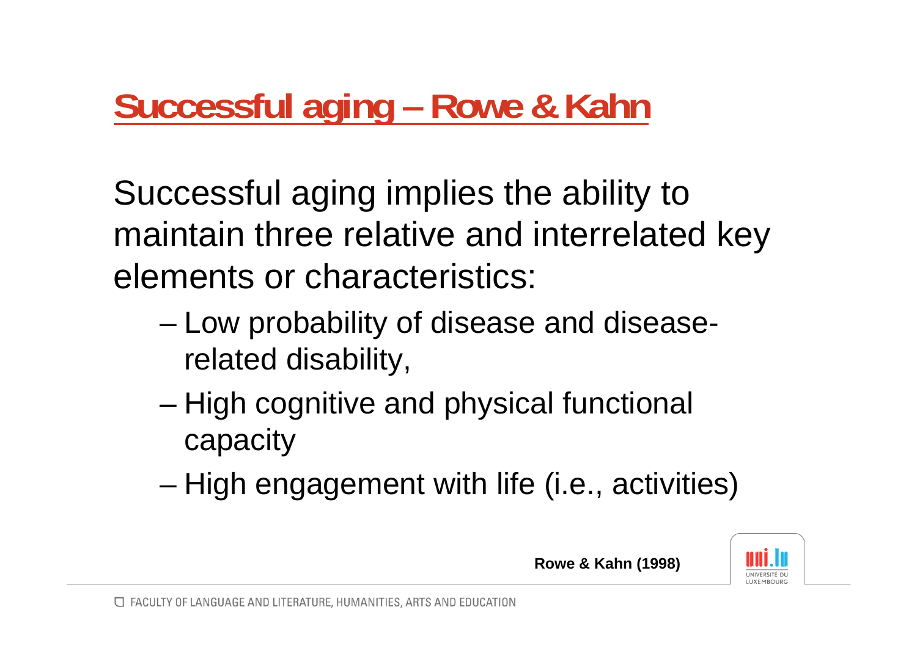## Successful aging – Rowe & Kahn

Successful aging implies the ability to maintain three relative and interrelated key elements or characteristics:

- Low probability of disease and disease-related disability,
- High cognitive and physical functional capacity
- High engagement with life (i.e., activities)

**Rowe & Kahn (1998)**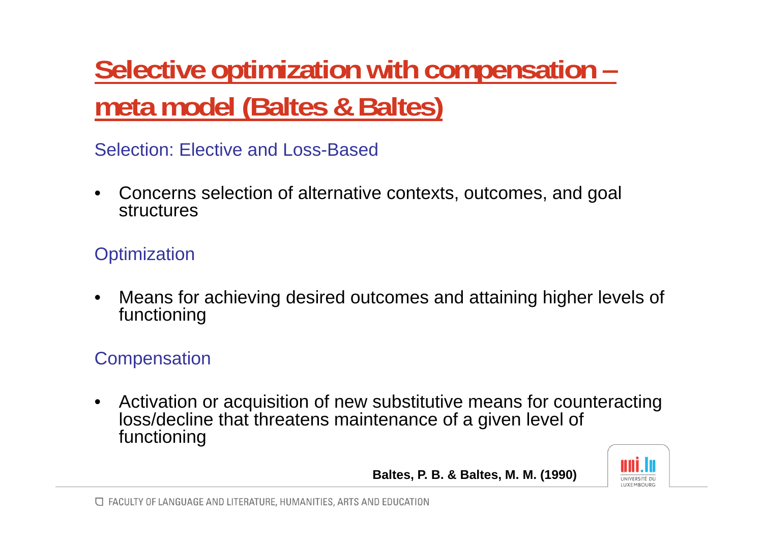# Selective optimization with compensation – meta model (Baltes & Baltes)

### Selection: Elective and Loss-Based

- Concerns selection of alternative contexts, outcomes, and goal structures

### Optimization

- Means for achieving desired outcomes and attaining higher levels of functioning

### Compensation

- Activation or acquisition of new substitutive means for counteracting loss/decline that threatens maintenance of a given level of functioning

**Baltes, P. B. & Baltes, M. M. (1990)**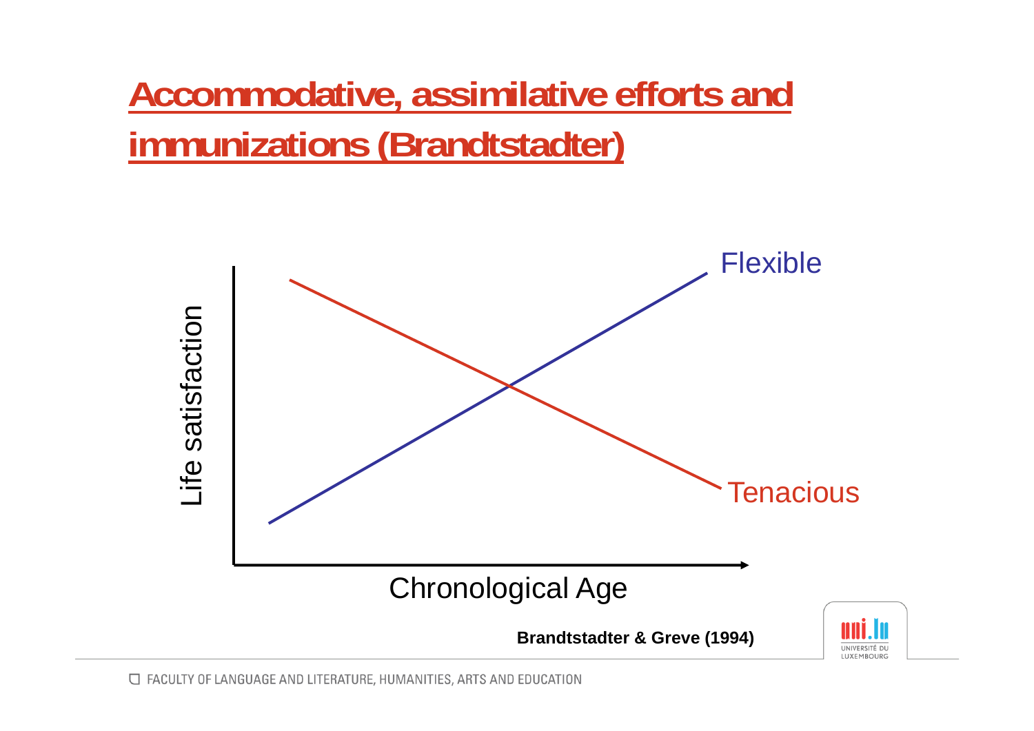# Accommodative, assimilative efforts and immunizations (Brandtstadter)

Life satisfaction

Flexible

Tenacious

Chronological Age

**Brandtstadter & Greve (1994)**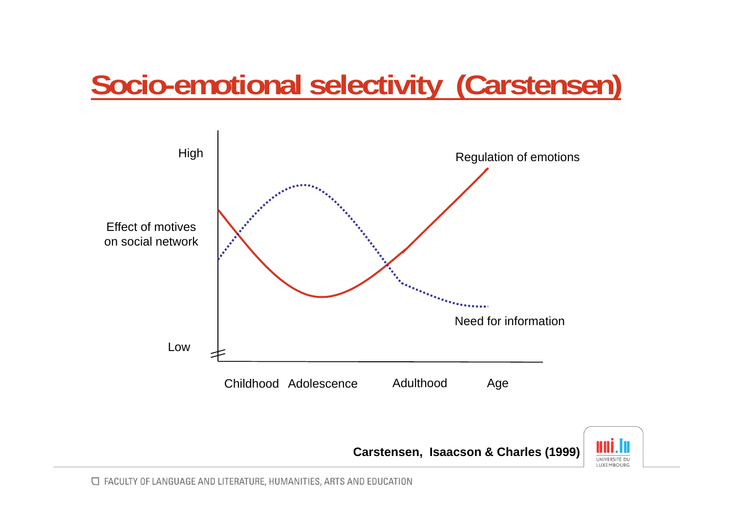# Socio-emotional selectivity (Carstensen)

High

Effect of motives on social network

Low

Regulation of emotions

Need for information

Childhood Adolescence Adulthood Age

**Carstensen, Isaacson & Charles (1999)**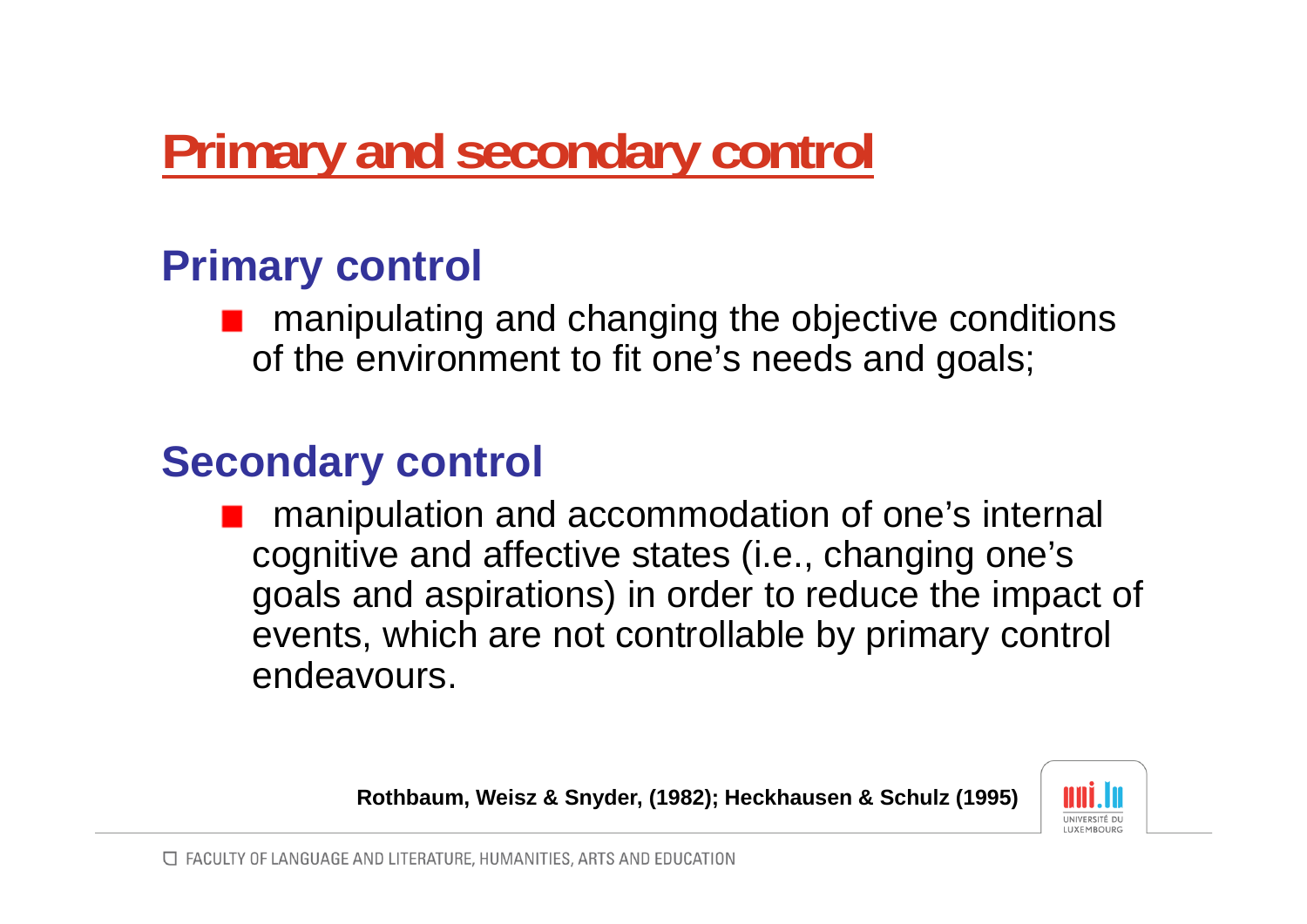# Primary and secondary control

## Primary control

- manipulating and changing the objective conditions of the environment to fit one's needs and goals;

## Secondary control

- manipulation and accommodation of one's internal cognitive and affective states (i.e., changing one's goals and aspirations) in order to reduce the impact of events, which are not controllable by primary control endeavours.

**Rothbaum, Weisz & Snyder, (1982); Heckhausen & Schulz (1995)**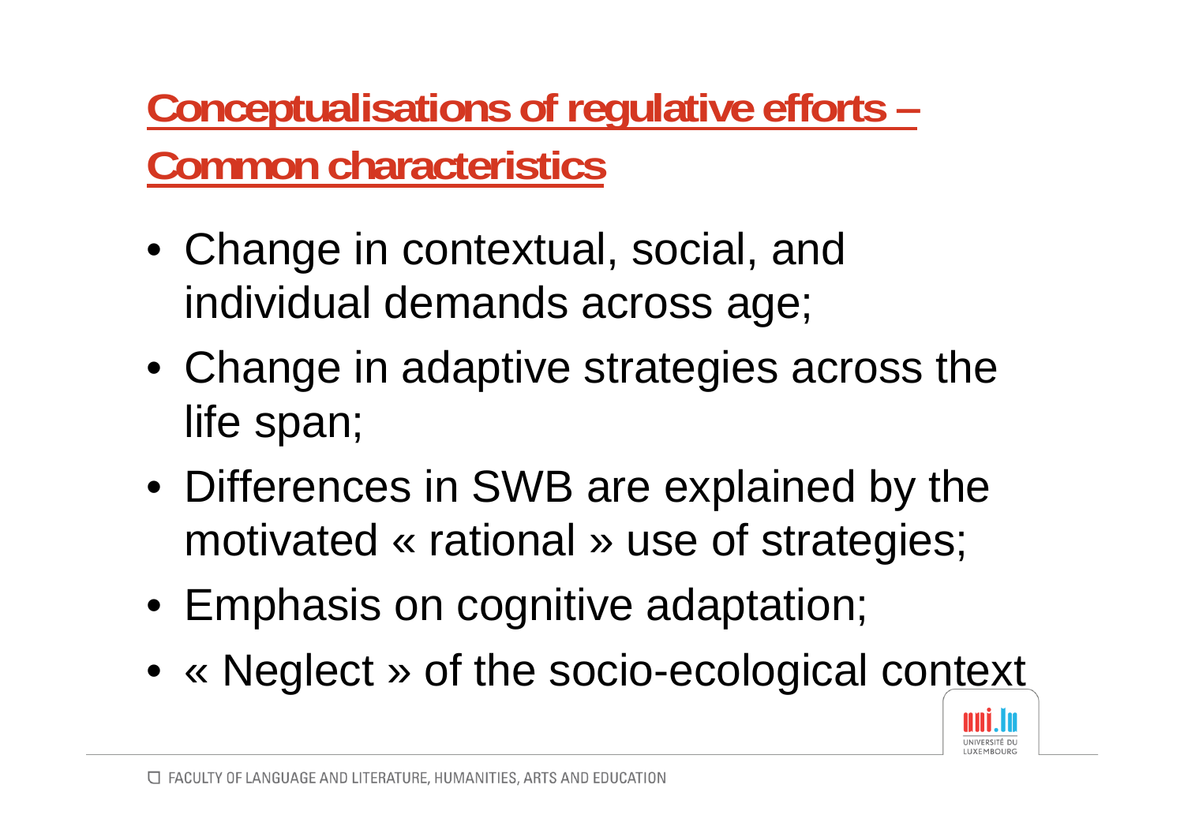## Conceptualisations of regulative efforts – Common characteristics

- Change in contextual, social, and individual demands across age;
- Change in adaptive strategies across the life span;
- Differences in SWB are explained by the motivated « rational » use of strategies;
- Emphasis on cognitive adaptation;
- « Neglect » of the socio-ecological context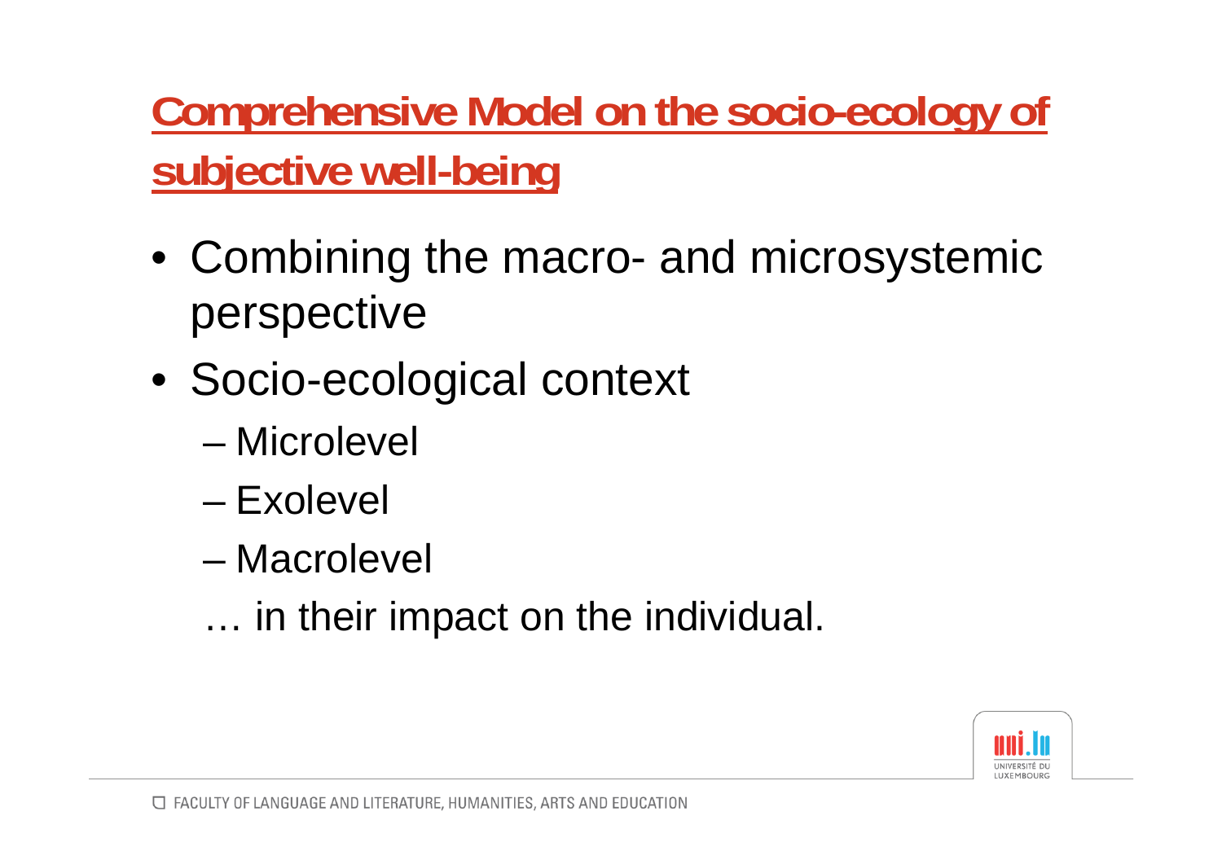## Comprehensive Model on the socio-ecology of subjective well-being

- Combining the macro- and microsystemic perspective
- Socio-ecological context
  - Microlevel
  - Exolevel
  - Macrolevel

  … in their impact on the individual.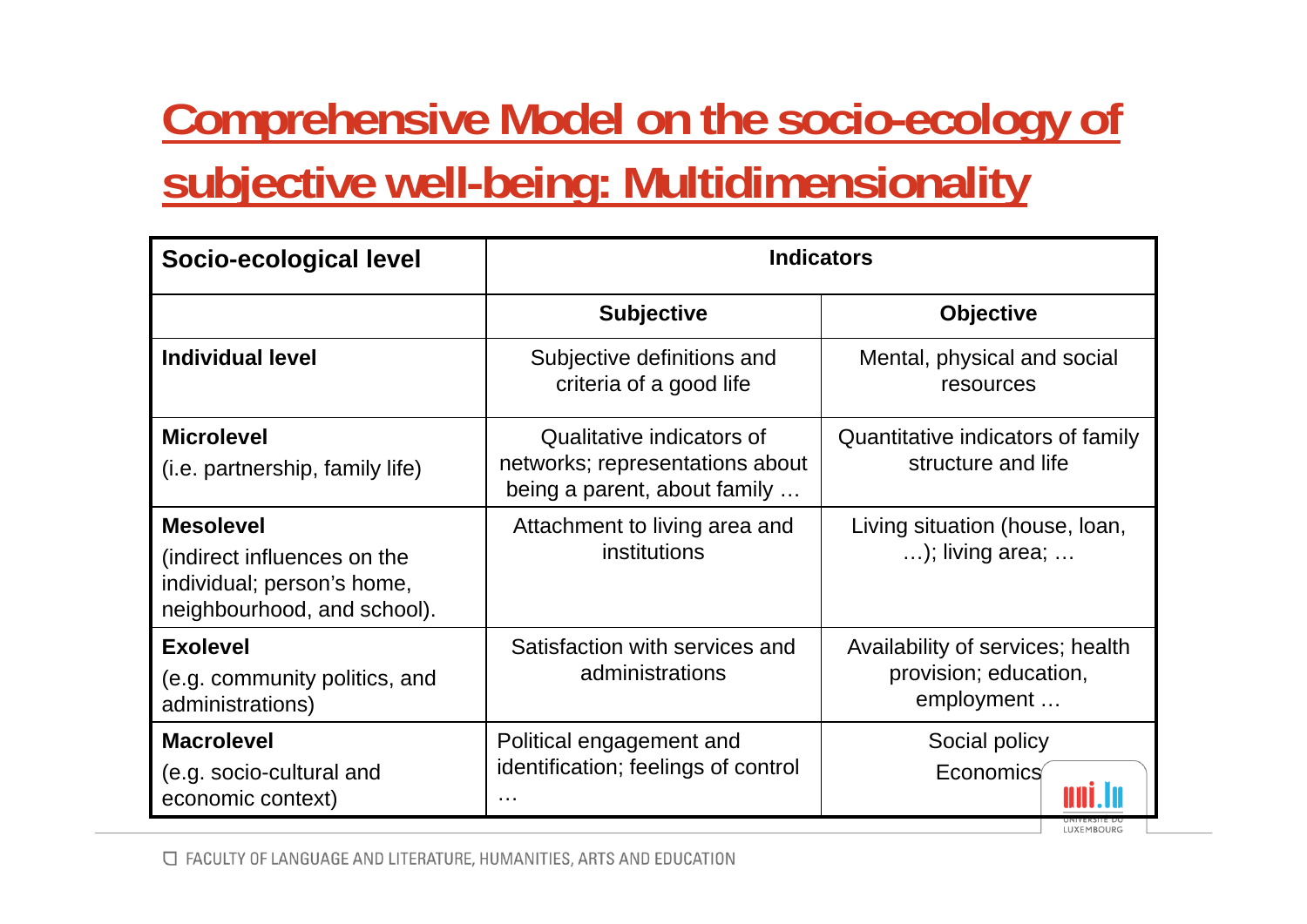# Comprehensive Model on the socio-ecology of subjective well-being: Multidimensionality

| Socio-ecological level | Indicators | |
|---|---|---|
| | **Subjective** | **Objective** |
| **Individual level** | Subjective definitions and criteria of a good life | Mental, physical and social resources |
| **Microlevel** (i.e. partnership, family life) | Qualitative indicators of networks; representations about being a parent, about family … | Quantitative indicators of family structure and life |
| **Mesolevel** (indirect influences on the individual; person's home, neighbourhood, and school). | Attachment to living area and institutions | Living situation (house, loan, …); living area; … |
| **Exolevel** (e.g. community politics, and administrations) | Satisfaction with services and administrations | Availability of services; health provision; education, employment … |
| **Macrolevel** (e.g. socio-cultural and economic context) | Political engagement and identification; feelings of control … | Social policy Economics |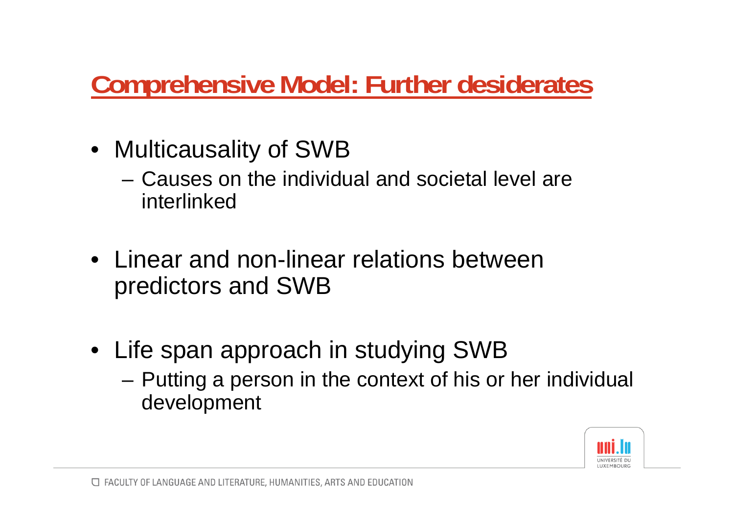## Comprehensive Model: Further desiderates

- Multicausality of SWB
  - Causes on the individual and societal level are interlinked
- Linear and non-linear relations between predictors and SWB
- Life span approach in studying SWB
  - Putting a person in the context of his or her individual development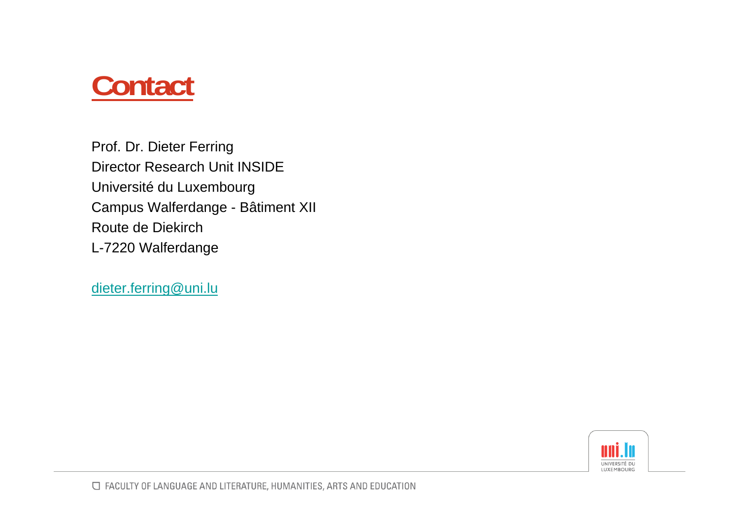# Contact

Prof. Dr. Dieter Ferring
Director Research Unit INSIDE
Université du Luxembourg
Campus Walferdange - Bâtiment XII
Route de Diekirch
L-7220 Walferdange

dieter.ferring@uni.lu